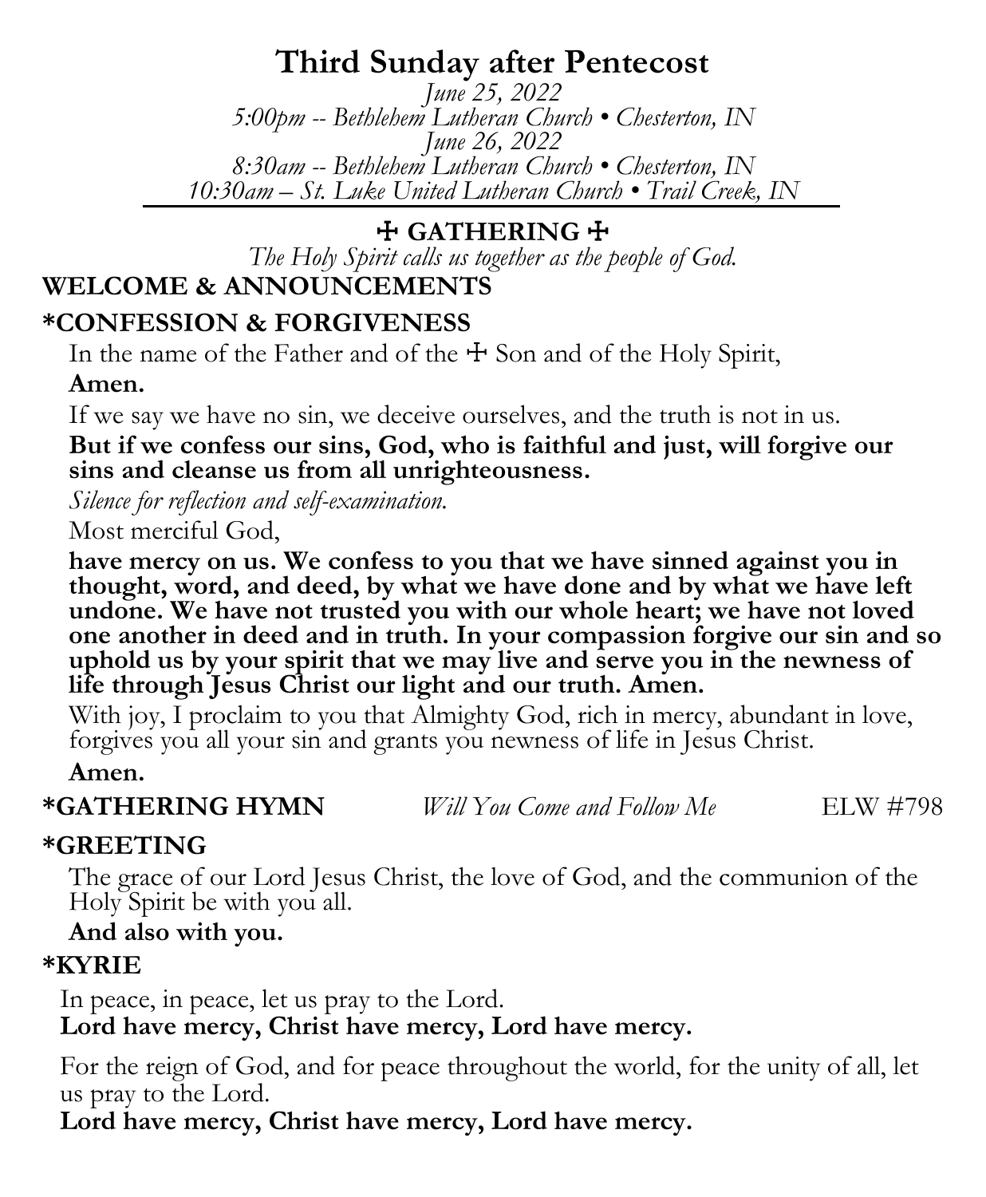# Third Sunday after Pentecost

*June 25, 2022*
*5:00pm -- Bethlehem Lutheran Church • Chesterton, IN*
*June 26, 2022*
*8:30am -- Bethlehem Lutheran Church • Chesterton, IN*
*10:30am – St. Luke United Lutheran Church • Trail Creek, IN*

## ☩ GATHERING ☩

*The Holy Spirit calls us together as the people of God.*

### WELCOME & ANNOUNCEMENTS

### *CONFESSION & FORGIVENESS

In the name of the Father and of the ☩ Son and of the Holy Spirit,

**Amen.**

If we say we have no sin, we deceive ourselves, and the truth is not in us.

**But if we confess our sins, God, who is faithful and just, will forgive our sins and cleanse us from all unrighteousness.**

*Silence for reflection and self-examination.*

Most merciful God,

**have mercy on us. We confess to you that we have sinned against you in thought, word, and deed, by what we have done and by what we have left undone. We have not trusted you with our whole heart; we have not loved one another in deed and in truth. In your compassion forgive our sin and so uphold us by your spirit that we may live and serve you in the newness of life through Jesus Christ our light and our truth. Amen.**

With joy, I proclaim to you that Almighty God, rich in mercy, abundant in love, forgives you all your sin and grants you newness of life in Jesus Christ.

**Amen.**

### *GATHERING HYMN *Will You Come and Follow Me* ELW #798

### *GREETING

The grace of our Lord Jesus Christ, the love of God, and the communion of the Holy Spirit be with you all.

**And also with you.**

### *KYRIE

In peace, in peace, let us pray to the Lord.

**Lord have mercy, Christ have mercy, Lord have mercy.**

For the reign of God, and for peace throughout the world, for the unity of all, let us pray to the Lord.

**Lord have mercy, Christ have mercy, Lord have mercy.**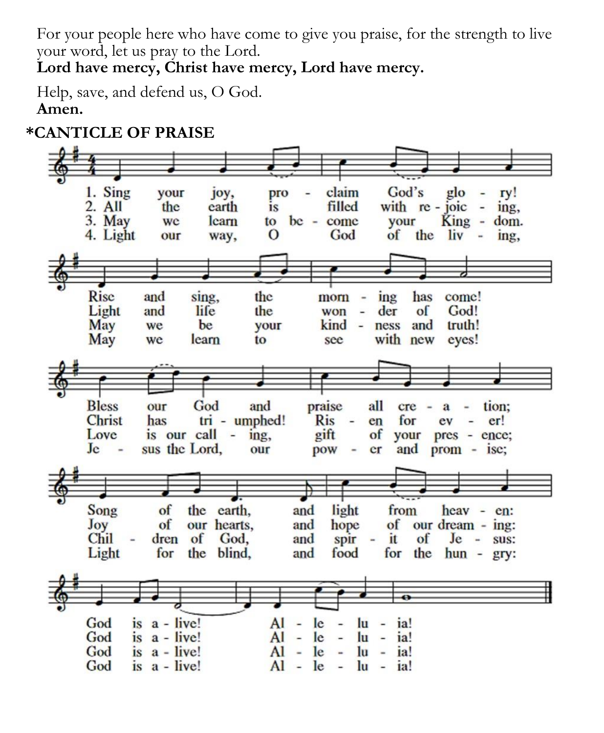For your people here who have come to give you praise, for the strength to live your word, let us pray to the Lord.
**Lord have mercy, Christ have mercy, Lord have mercy.**

Help, save, and defend us, O God.
**Amen.**

**\*CANTICLE OF PRAISE**

1. Sing your joy, proclaim God's glory! Rise and sing, the morning has come! Bless our God and praise all creation; Song of the earth, and light from heaven: God is alive! Alleluia!
2. All the earth is filled with rejoicing, Light and life the wonder of God! Christ has triumphed! Risen for ever! Joy of our hearts, and hope of our dreaming: God is alive! Alleluia!
3. May we learn to become your Kingdom. May we be your kindness and truth! Love is our calling, gift of your presence; Children of God, and spirit of Jesus: God is alive! Alleluia!
4. Light our way, O God of the living, May we learn to see with new eyes! Jesus the Lord, our power and promise; Light for the blind, and food for the hungry: God is alive! Alleluia!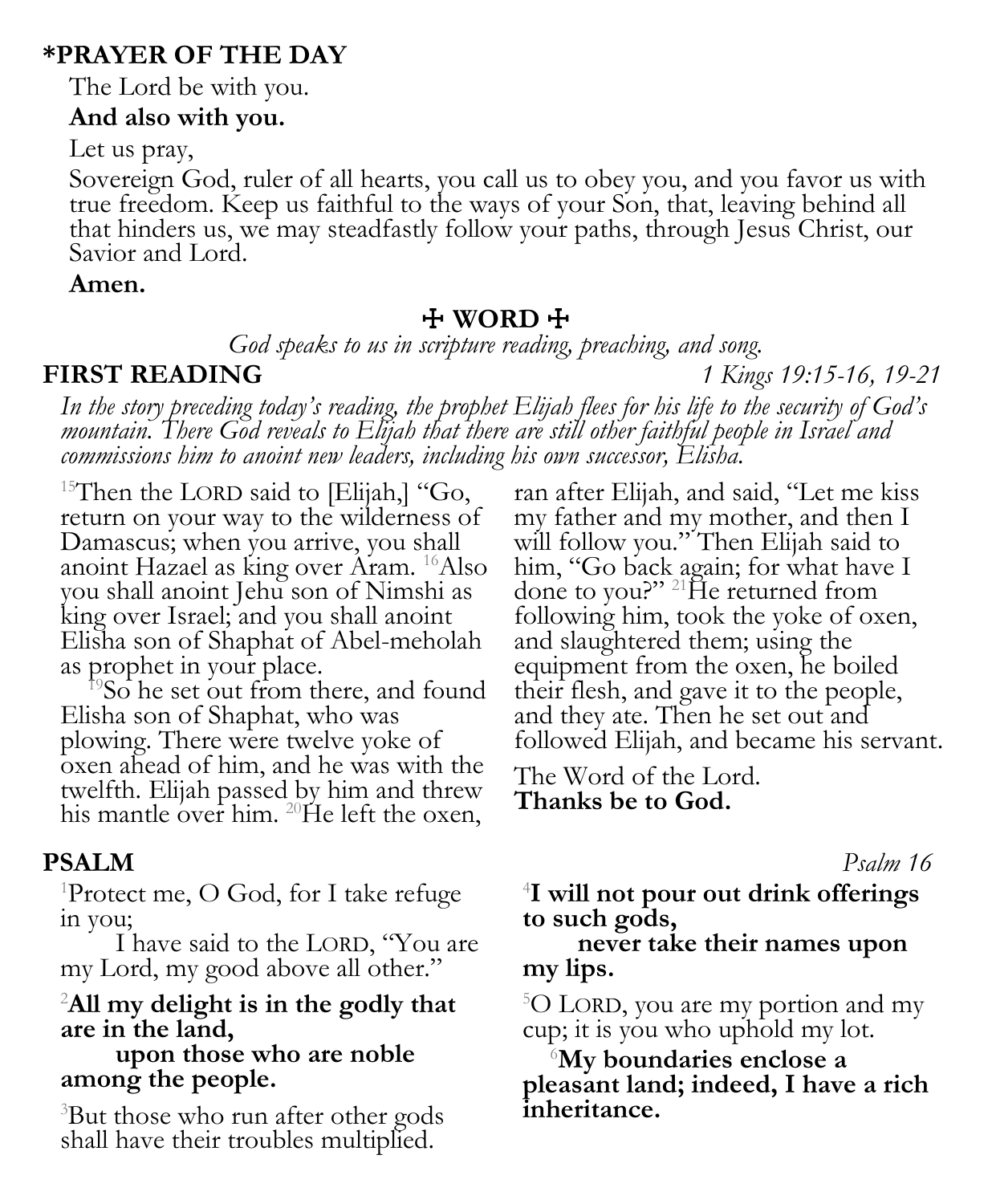**\*PRAYER OF THE DAY**

The Lord be with you.

**And also with you.**

Let us pray,

Sovereign God, ruler of all hearts, you call us to obey you, and you favor us with true freedom. Keep us faithful to the ways of your Son, that, leaving behind all that hinders us, we may steadfastly follow your paths, through Jesus Christ, our Savior and Lord.

**Amen.**

## ☩ WORD ☩

*God speaks to us in scripture reading, preaching, and song.*

**FIRST READING** *1 Kings 19:15-16, 19-21*

*In the story preceding today's reading, the prophet Elijah flees for his life to the security of God's mountain. There God reveals to Elijah that there are still other faithful people in Israel and commissions him to anoint new leaders, including his own successor, Elisha.*

[15]Then the LORD said to [Elijah,] "Go, return on your way to the wilderness of Damascus; when you arrive, you shall anoint Hazael as king over Aram. [16]Also you shall anoint Jehu son of Nimshi as king over Israel; and you shall anoint Elisha son of Shaphat of Abel-meholah as prophet in your place.

[19]So he set out from there, and found Elisha son of Shaphat, who was plowing. There were twelve yoke of oxen ahead of him, and he was with the twelfth. Elijah passed by him and threw his mantle over him. [20]He left the oxen, ran after Elijah, and said, "Let me kiss my father and my mother, and then I will follow you." Then Elijah said to him, "Go back again; for what have I done to you?" [21]He returned from following him, took the yoke of oxen, and slaughtered them; using the equipment from the oxen, he boiled their flesh, and gave it to the people, and they ate. Then he set out and followed Elijah, and became his servant.

The Word of the Lord.
**Thanks be to God.**

**PSALM** *Psalm 16*

[1]Protect me, O God, for I take refuge in you;
I have said to the LORD, "You are my Lord, my good above all other."

[2]**All my delight is in the godly that are in the land,**
**upon those who are noble among the people.**

[3]But those who run after other gods shall have their troubles multiplied.

[4]**I will not pour out drink offerings to such gods,**
**never take their names upon my lips.**

[5]O LORD, you are my portion and my cup; it is you who uphold my lot.

[6]**My boundaries enclose a pleasant land; indeed, I have a rich inheritance.**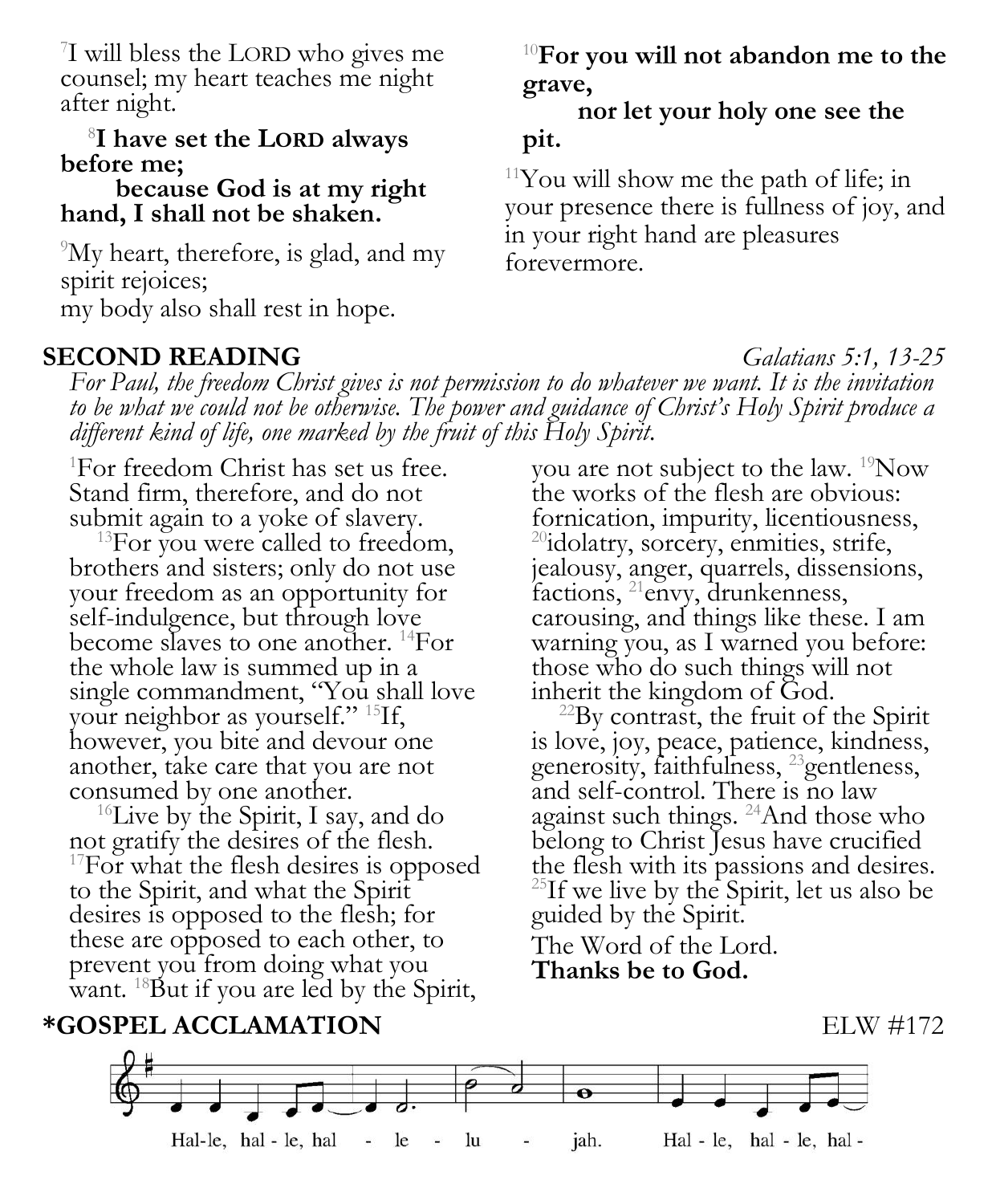[7]I will bless the LORD who gives me counsel; my heart teaches me night after night.

[8]**I have set the LORD always before me;**
**because God is at my right hand, I shall not be shaken.**

[9]My heart, therefore, is glad, and my spirit rejoices;
my body also shall rest in hope.

[10]**For you will not abandon me to the grave,**
**nor let your holy one see the pit.**

[11]You will show me the path of life; in your presence there is fullness of joy, and in your right hand are pleasures forevermore.

## SECOND READING *Galatians 5:1, 13-25*

*For Paul, the freedom Christ gives is not permission to do whatever we want. It is the invitation to be what we could not be otherwise. The power and guidance of Christ's Holy Spirit produce a different kind of life, one marked by the fruit of this Holy Spirit.*

[1]For freedom Christ has set us free. Stand firm, therefore, and do not submit again to a yoke of slavery.

[13]For you were called to freedom, brothers and sisters; only do not use your freedom as an opportunity for self-indulgence, but through love become slaves to one another. [14]For the whole law is summed up in a single commandment, "You shall love your neighbor as yourself." [15]If, however, you bite and devour one another, take care that you are not consumed by one another.

[16]Live by the Spirit, I say, and do not gratify the desires of the flesh. [17]For what the flesh desires is opposed to the Spirit, and what the Spirit desires is opposed to the flesh; for these are opposed to each other, to prevent you from doing what you want. [18]But if you are led by the Spirit, you are not subject to the law. [19]Now the works of the flesh are obvious: fornication, impurity, licentiousness, [20]idolatry, sorcery, enmities, strife, jealousy, anger, quarrels, dissensions, factions, [21]envy, drunkenness, carousing, and things like these. I am warning you, as I warned you before: those who do such things will not inherit the kingdom of God.

[22]By contrast, the fruit of the Spirit is love, joy, peace, patience, kindness, generosity, faithfulness, [23]gentleness, and self-control. There is no law against such things. [24]And those who belong to Christ Jesus have crucified the flesh with its passions and desires. [25]If we live by the Spirit, let us also be guided by the Spirit.

The Word of the Lord.
**Thanks be to God.**

## *GOSPEL ACCLAMATION ELW #172

Hal-le, hal - le, hal - le - lu - jah. Hal - le, hal - le, hal -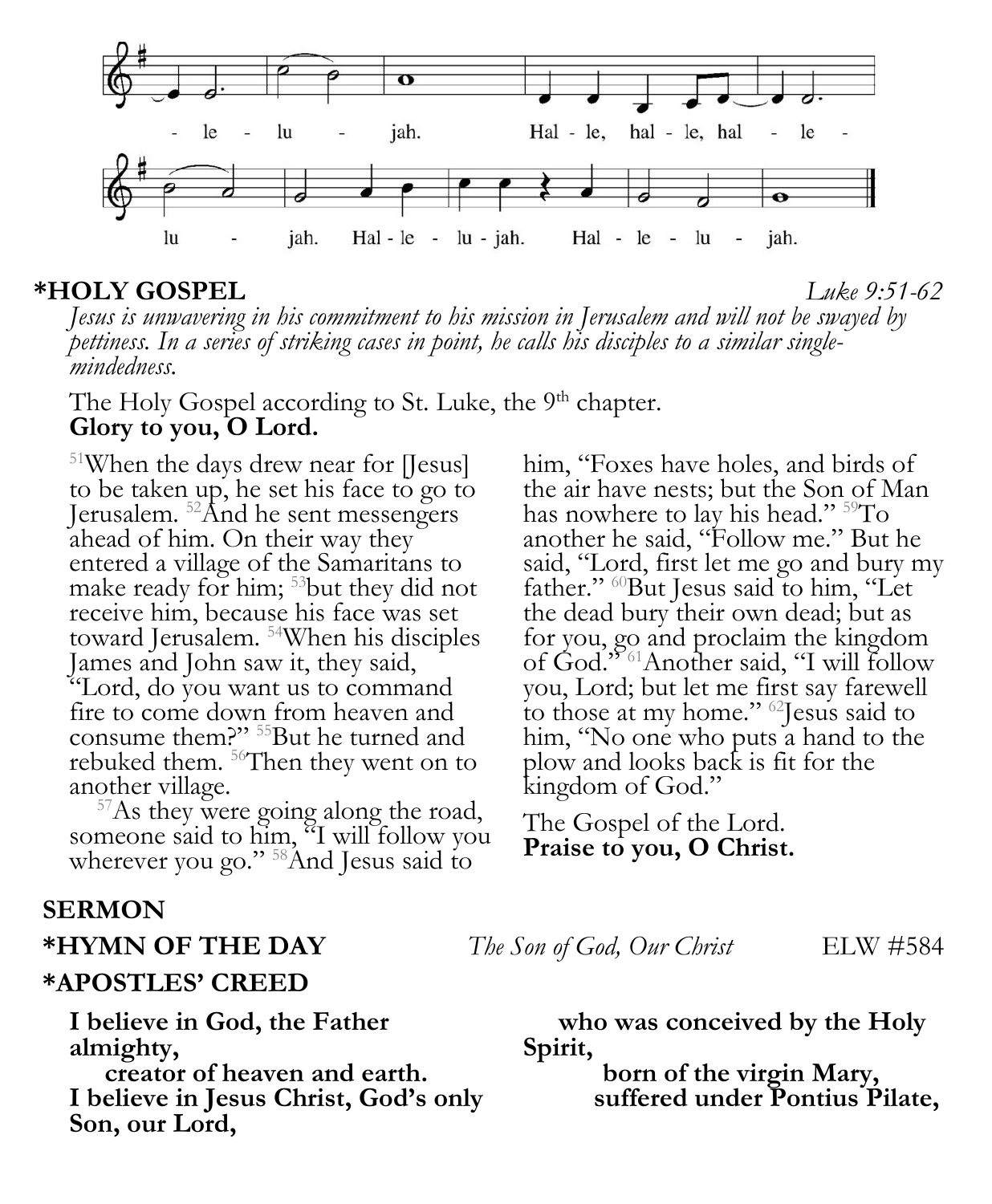-le - lu - jah. Hal - le, hal - le, hal - le - lu - jah. Hal - le - lu - jah. Hal - le - lu - jah.

**\*HOLY GOSPEL** *Luke 9:51-62*

*Jesus is unwavering in his commitment to his mission in Jerusalem and will not be swayed by pettiness. In a series of striking cases in point, he calls his disciples to a similar single-mindedness.*

The Holy Gospel according to St. Luke, the 9th chapter.
**Glory to you, O Lord.**

[51]When the days drew near for [Jesus] to be taken up, he set his face to go to Jerusalem. [52]And he sent messengers ahead of him. On their way they entered a village of the Samaritans to make ready for him; [53]but they did not receive him, because his face was set toward Jerusalem. [54]When his disciples James and John saw it, they said, "Lord, do you want us to command fire to come down from heaven and consume them?" [55]But he turned and rebuked them. [56]Then they went on to another village.

[57]As they were going along the road, someone said to him, "I will follow you wherever you go." [58]And Jesus said to him, "Foxes have holes, and birds of the air have nests; but the Son of Man has nowhere to lay his head." [59]To another he said, "Follow me." But he said, "Lord, first let me go and bury my father." [60]But Jesus said to him, "Let the dead bury their own dead; but as for you, go and proclaim the kingdom of God." [61]Another said, "I will follow you, Lord; but let me first say farewell to those at my home." [62]Jesus said to him, "No one who puts a hand to the plow and looks back is fit for the kingdom of God."

The Gospel of the Lord.
**Praise to you, O Christ.**

**SERMON**

**\*HYMN OF THE DAY** *The Son of God, Our Christ* ELW #584

**\*APOSTLES' CREED**

**I believe in God, the Father almighty,**
**creator of heaven and earth.**
**I believe in Jesus Christ, God's only Son, our Lord,**
**who was conceived by the Holy Spirit,**
**born of the virgin Mary,**
**suffered under Pontius Pilate,**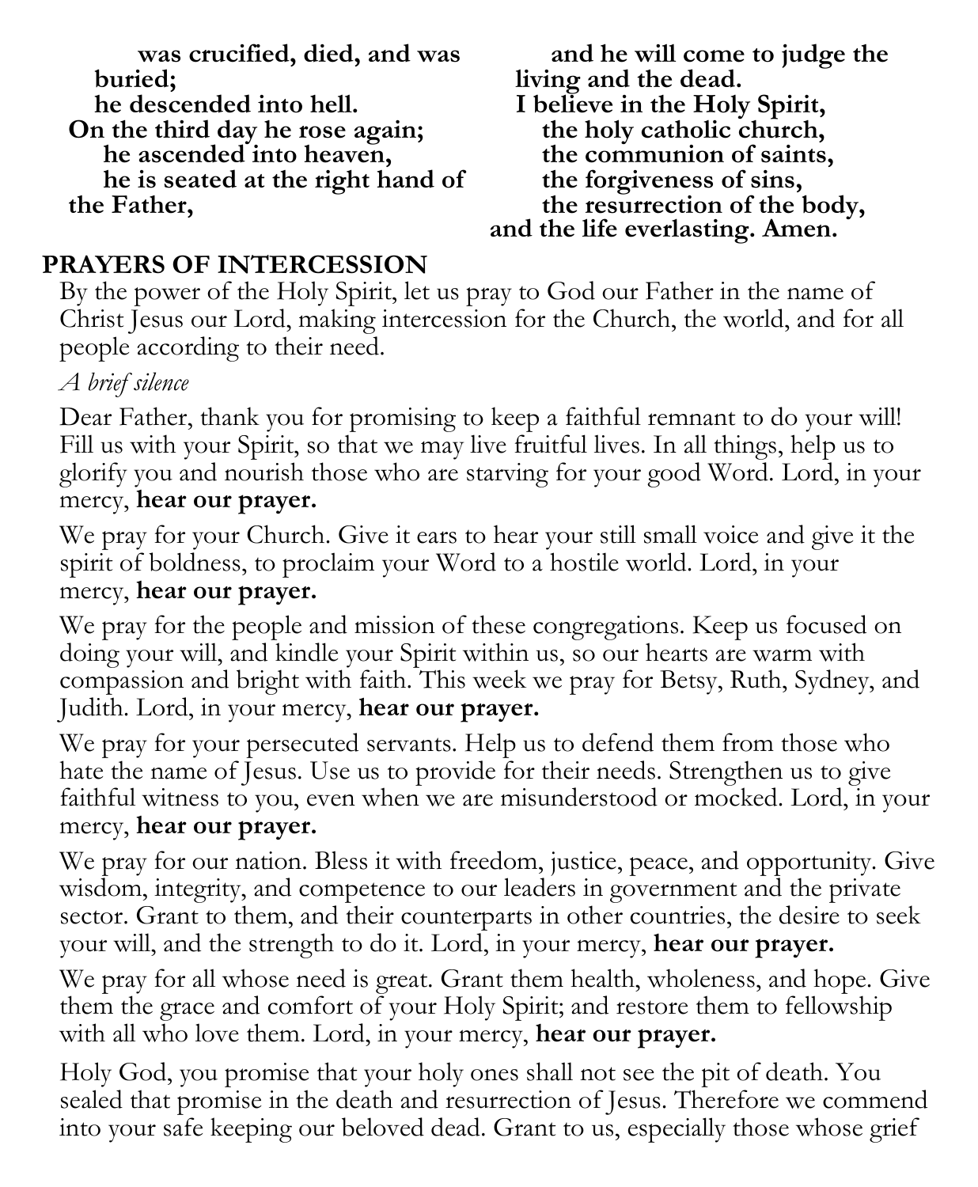**was crucified, died, and was buried;**
**he descended into hell.**
**On the third day he rose again;**
**he ascended into heaven,**
**he is seated at the right hand of the Father,**
**and he will come to judge the living and the dead.**
**I believe in the Holy Spirit,**
**the holy catholic church,**
**the communion of saints,**
**the forgiveness of sins,**
**the resurrection of the body,**
**and the life everlasting. Amen.**

## PRAYERS OF INTERCESSION

By the power of the Holy Spirit, let us pray to God our Father in the name of Christ Jesus our Lord, making intercession for the Church, the world, and for all people according to their need.

*A brief silence*

Dear Father, thank you for promising to keep a faithful remnant to do your will! Fill us with your Spirit, so that we may live fruitful lives. In all things, help us to glorify you and nourish those who are starving for your good Word. Lord, in your mercy, **hear our prayer.**

We pray for your Church. Give it ears to hear your still small voice and give it the spirit of boldness, to proclaim your Word to a hostile world. Lord, in your mercy, **hear our prayer.**

We pray for the people and mission of these congregations. Keep us focused on doing your will, and kindle your Spirit within us, so our hearts are warm with compassion and bright with faith. This week we pray for Betsy, Ruth, Sydney, and Judith. Lord, in your mercy, **hear our prayer.**

We pray for your persecuted servants. Help us to defend them from those who hate the name of Jesus. Use us to provide for their needs. Strengthen us to give faithful witness to you, even when we are misunderstood or mocked. Lord, in your mercy, **hear our prayer.**

We pray for our nation. Bless it with freedom, justice, peace, and opportunity. Give wisdom, integrity, and competence to our leaders in government and the private sector. Grant to them, and their counterparts in other countries, the desire to seek your will, and the strength to do it. Lord, in your mercy, **hear our prayer.**

We pray for all whose need is great. Grant them health, wholeness, and hope. Give them the grace and comfort of your Holy Spirit; and restore them to fellowship with all who love them. Lord, in your mercy, **hear our prayer.**

Holy God, you promise that your holy ones shall not see the pit of death. You sealed that promise in the death and resurrection of Jesus. Therefore we commend into your safe keeping our beloved dead. Grant to us, especially those whose grief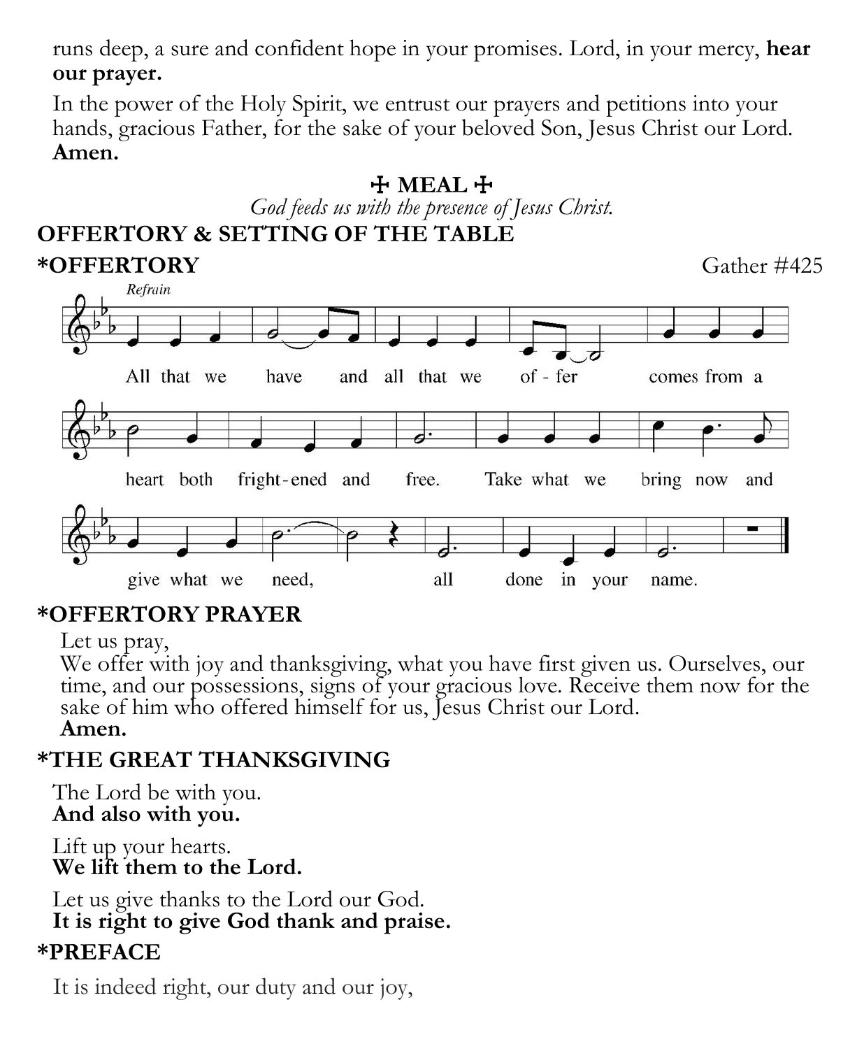runs deep, a sure and confident hope in your promises. Lord, in your mercy, **hear our prayer.**

In the power of the Holy Spirit, we entrust our prayers and petitions into your hands, gracious Father, for the sake of your beloved Son, Jesus Christ our Lord. **Amen.**

## ✠ MEAL ✠

*God feeds us with the presence of Jesus Christ.*

## OFFERTORY & SETTING OF THE TABLE

### *OFFERTORY — Gather #425

*Refrain*

All that we have and all that we of - fer comes from a heart both fright - ened and free. Take what we bring now and give what we need, all done in your name.

### *OFFERTORY PRAYER

Let us pray,
We offer with joy and thanksgiving, what you have first given us. Ourselves, our time, and our possessions, signs of your gracious love. Receive them now for the sake of him who offered himself for us, Jesus Christ our Lord.
**Amen.**

### *THE GREAT THANKSGIVING

The Lord be with you.
**And also with you.**

Lift up your hearts.
**We lift them to the Lord.**

Let us give thanks to the Lord our God.
**It is right to give God thank and praise.**

### *PREFACE

It is indeed right, our duty and our joy,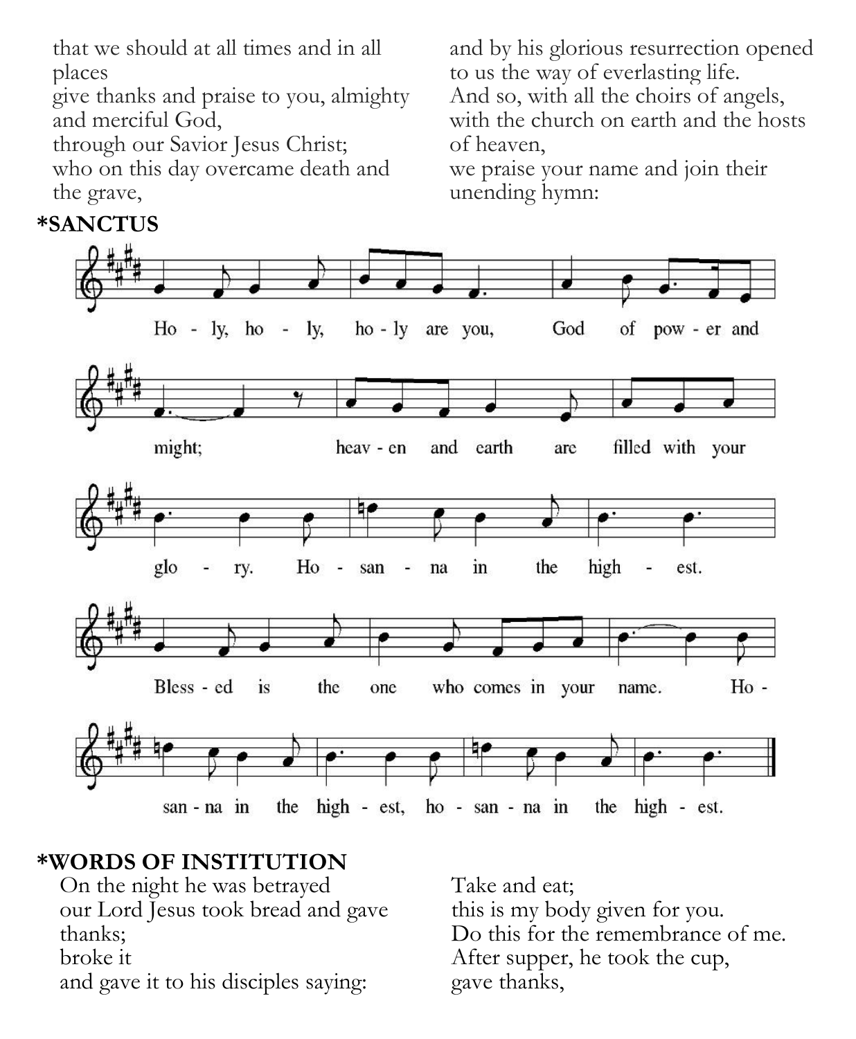that we should at all times and in all places
give thanks and praise to you, almighty and merciful God,
through our Savior Jesus Christ;
who on this day overcame death and the grave,
and by his glorious resurrection opened to us the way of everlasting life.
And so, with all the choirs of angels,
with the church on earth and the hosts of heaven,
we praise your name and join their unending hymn:

**\*SANCTUS**

Ho - ly, ho - ly, ho - ly are you, God of pow - er and might; heav - en and earth are filled with your glo - ry. Ho - san - na in the high - est.

Bless - ed is the one who comes in your name. Ho - san - na in the high - est, ho - san - na in the high - est.

**\*WORDS OF INSTITUTION**

On the night he was betrayed
our Lord Jesus took bread and gave thanks;
broke it
and gave it to his disciples saying:
Take and eat;
this is my body given for you.
Do this for the remembrance of me.
After supper, he took the cup,
gave thanks,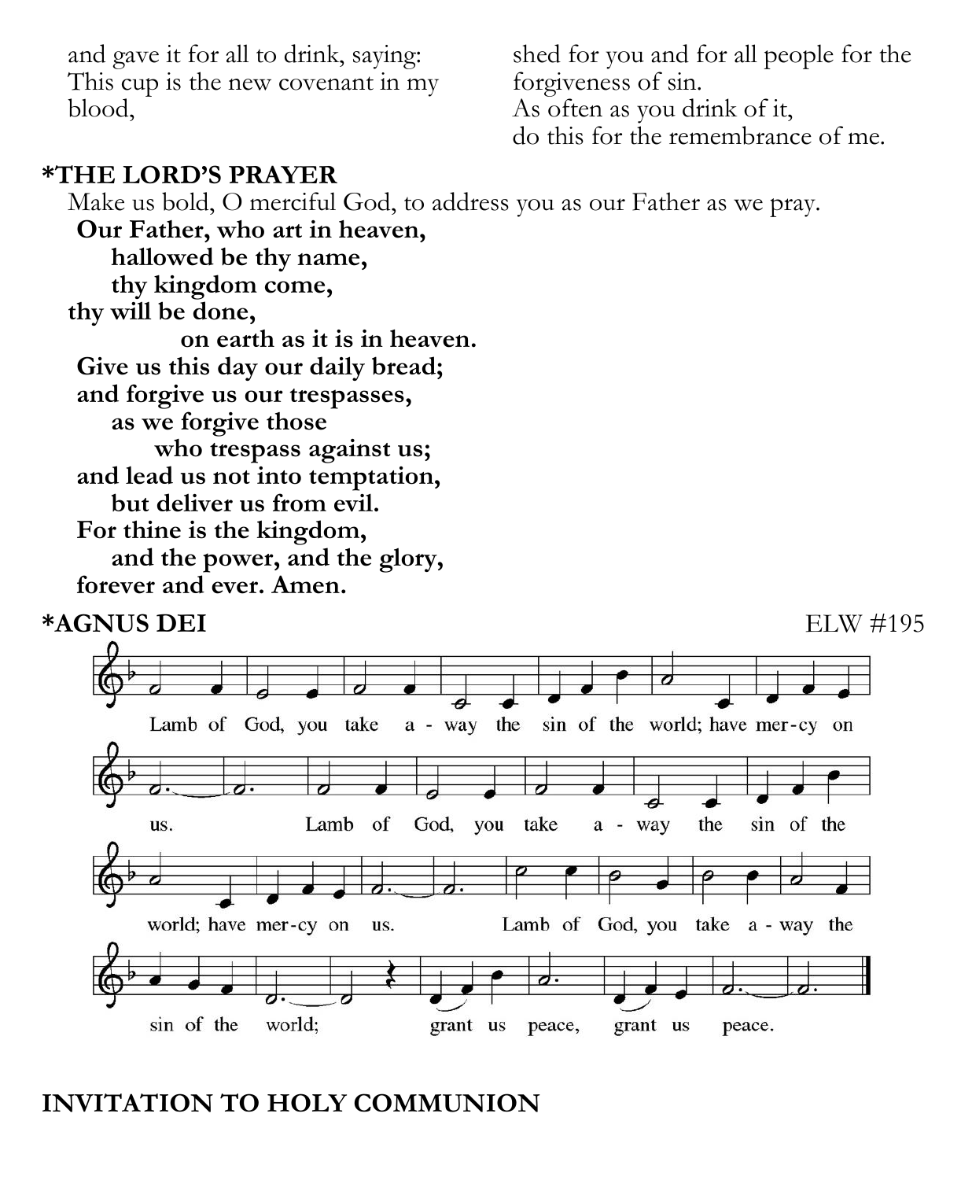and gave it for all to drink, saying:
This cup is the new covenant in my blood,
shed for you and for all people for the forgiveness of sin.
As often as you drink of it,
do this for the remembrance of me.

## *THE LORD'S PRAYER

Make us bold, O merciful God, to address you as our Father as we pray.

**Our Father, who art in heaven,**
**hallowed be thy name,**
**thy kingdom come,**
**thy will be done,**
**on earth as it is in heaven.**
**Give us this day our daily bread;**
**and forgive us our trespasses,**
**as we forgive those**
**who trespass against us;**
**and lead us not into temptation,**
**but deliver us from evil.**
**For thine is the kingdom,**
**and the power, and the glory,**
**forever and ever. Amen.**

## *AGNUS DEI

ELW #195

Lamb of God, you take away the sin of the world; have mercy on us.
Lamb of God, you take away the sin of the world; have mercy on us.
Lamb of God, you take away the sin of the world; grant us peace, grant us peace.

## INVITATION TO HOLY COMMUNION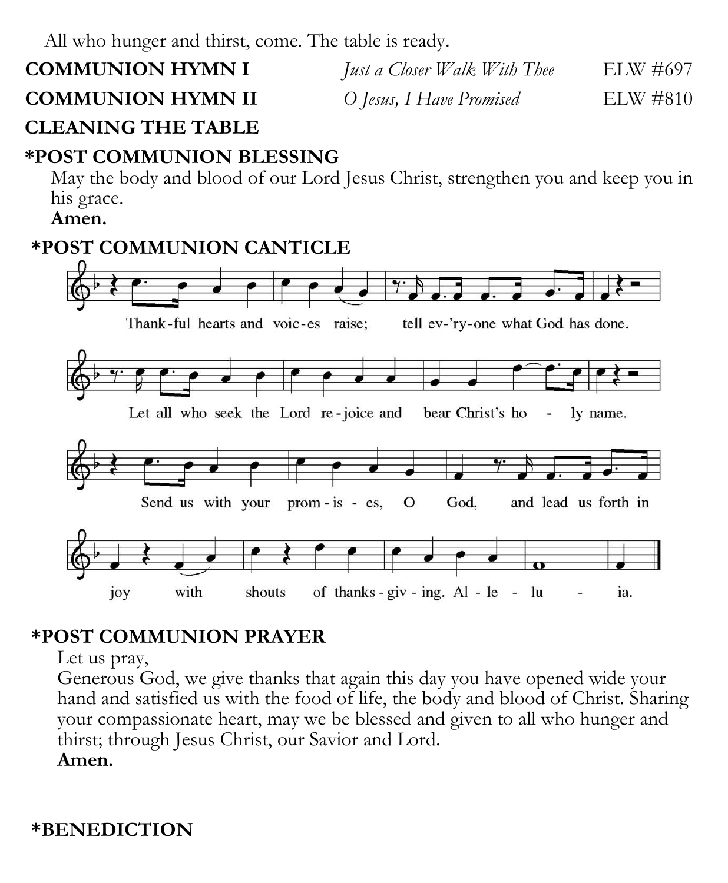All who hunger and thirst, come. The table is ready.

**COMMUNION HYMN I** *Just a Closer Walk With Thee* ELW #697

**COMMUNION HYMN II** *O Jesus, I Have Promised* ELW #810

**CLEANING THE TABLE**

**\*POST COMMUNION BLESSING**

May the body and blood of our Lord Jesus Christ, strengthen you and keep you in his grace.

**Amen.**

**\*POST COMMUNION CANTICLE**

Thank-ful hearts and voic-es raise; tell ev-'ry-one what God has done.
Let all who seek the Lord re-joice and bear Christ's ho - ly name.
Send us with your prom-is - es, O God, and lead us forth in
joy with shouts of thanks-giv-ing. Al - le - lu - ia.

**\*POST COMMUNION PRAYER**

Let us pray,

Generous God, we give thanks that again this day you have opened wide your hand and satisfied us with the food of life, the body and blood of Christ. Sharing your compassionate heart, may we be blessed and given to all who hunger and thirst; through Jesus Christ, our Savior and Lord.

**Amen.**

**\*BENEDICTION**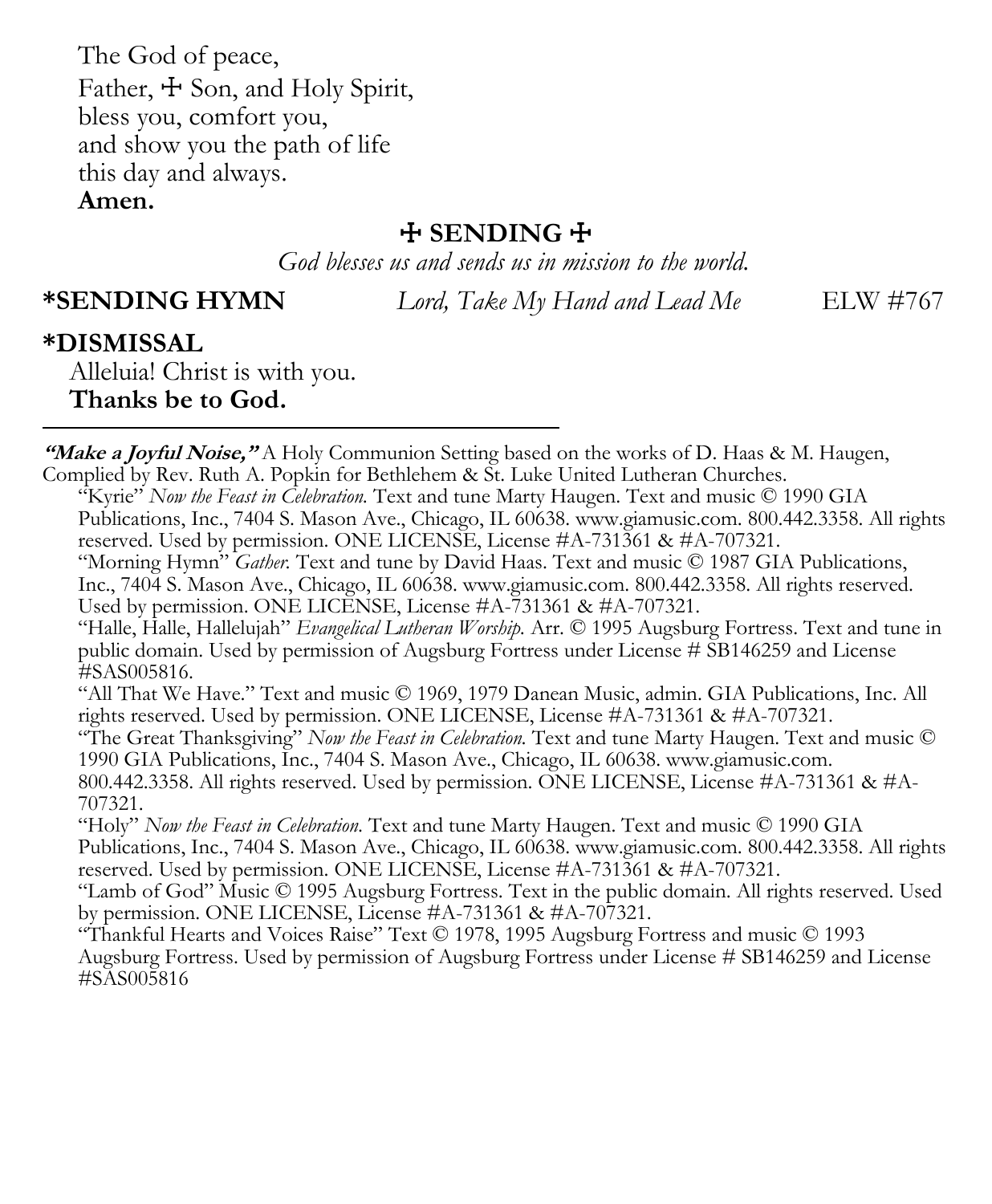The God of peace,
Father, ☩ Son, and Holy Spirit,
bless you, comfort you,
and show you the path of life
this day and always.
**Amen.**

## ☩ SENDING ☩

*God blesses us and sends us in mission to the world.*

**\*SENDING HYMN** *Lord, Take My Hand and Lead Me* ELW #767

**\*DISMISSAL**

Alleluia! Christ is with you.
**Thanks be to God.**

---

***"Make a Joyful Noise,"*** A Holy Communion Setting based on the works of D. Haas & M. Haugen, Complied by Rev. Ruth A. Popkin for Bethlehem & St. Luke United Lutheran Churches.

"Kyrie" *Now the Feast in Celebration.* Text and tune Marty Haugen. Text and music © 1990 GIA Publications, Inc., 7404 S. Mason Ave., Chicago, IL 60638. www.giamusic.com. 800.442.3358. All rights reserved. Used by permission. ONE LICENSE, License #A-731361 & #A-707321.

"Morning Hymn" *Gather.* Text and tune by David Haas. Text and music © 1987 GIA Publications, Inc., 7404 S. Mason Ave., Chicago, IL 60638. www.giamusic.com. 800.442.3358. All rights reserved. Used by permission. ONE LICENSE, License #A-731361 & #A-707321.

"Halle, Halle, Hallelujah" *Evangelical Lutheran Worship.* Arr. © 1995 Augsburg Fortress. Text and tune in public domain. Used by permission of Augsburg Fortress under License # SB146259 and License #SAS005816.

"All That We Have." Text and music © 1969, 1979 Danean Music, admin. GIA Publications, Inc. All rights reserved. Used by permission. ONE LICENSE, License #A-731361 & #A-707321.

"The Great Thanksgiving" *Now the Feast in Celebration.* Text and tune Marty Haugen. Text and music © 1990 GIA Publications, Inc., 7404 S. Mason Ave., Chicago, IL 60638. www.giamusic.com. 800.442.3358. All rights reserved. Used by permission. ONE LICENSE, License #A-731361 & #A-707321.

"Holy" *Now the Feast in Celebration.* Text and tune Marty Haugen. Text and music © 1990 GIA Publications, Inc., 7404 S. Mason Ave., Chicago, IL 60638. www.giamusic.com. 800.442.3358. All rights reserved. Used by permission. ONE LICENSE, License #A-731361 & #A-707321.

"Lamb of God" Music © 1995 Augsburg Fortress. Text in the public domain. All rights reserved. Used by permission. ONE LICENSE, License #A-731361 & #A-707321.

"Thankful Hearts and Voices Raise" Text © 1978, 1995 Augsburg Fortress and music © 1993 Augsburg Fortress. Used by permission of Augsburg Fortress under License # SB146259 and License #SAS005816